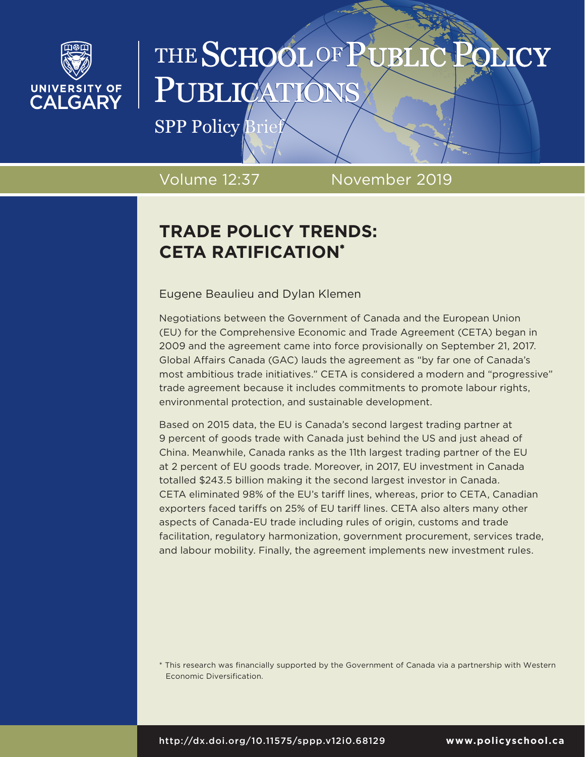# THE SCHOOL OF PUBLIC POLICY PUBLICATIONS

SPP Policy Brief

Volume 12:37 November 2019

## TRADE POLICY TRENDS: CETA RATIFICATION*

Eugene Beaulieu and Dylan Klemen

Negotiations between the Government of Canada and the European Union (EU) for the Comprehensive Economic and Trade Agreement (CETA) began in 2009 and the agreement came into force provisionally on September 21, 2017. Global Affairs Canada (GAC) lauds the agreement as "by far one of Canada's most ambitious trade initiatives." CETA is considered a modern and "progressive" trade agreement because it includes commitments to promote labour rights, environmental protection, and sustainable development.

Based on 2015 data, the EU is Canada's second largest trading partner at 9 percent of goods trade with Canada just behind the US and just ahead of China. Meanwhile, Canada ranks as the 11th largest trading partner of the EU at 2 percent of EU goods trade. Moreover, in 2017, EU investment in Canada totalled $243.5 billion making it the second largest investor in Canada. CETA eliminated 98% of the EU's tariff lines, whereas, prior to CETA, Canadian exporters faced tariffs on 25% of EU tariff lines. CETA also alters many other aspects of Canada-EU trade including rules of origin, customs and trade facilitation, regulatory harmonization, government procurement, services trade, and labour mobility. Finally, the agreement implements new investment rules.

\* This research was financially supported by the Government of Canada via a partnership with Western Economic Diversification.

http://dx.doi.org/10.11575/sppp.v12i0.68129 www.policyschool.ca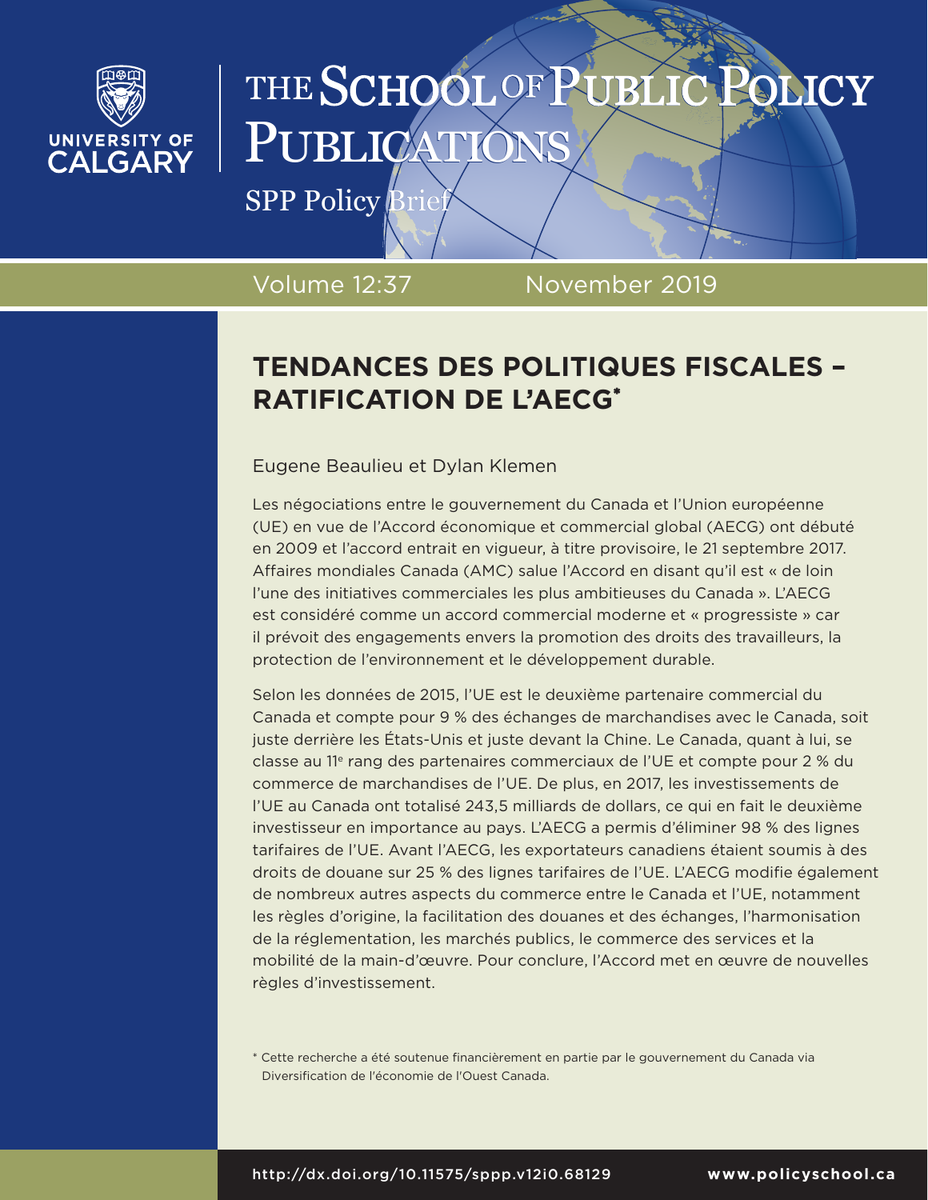# TENDANCES DES POLITIQUES FISCALES – RATIFICATION DE L'AECG*

Eugene Beaulieu et Dylan Klemen

Les négociations entre le gouvernement du Canada et l'Union européenne (UE) en vue de l'Accord économique et commercial global (AECG) ont débuté en 2009 et l'accord entrait en vigueur, à titre provisoire, le 21 septembre 2017. Affaires mondiales Canada (AMC) salue l'Accord en disant qu'il est « de loin l'une des initiatives commerciales les plus ambitieuses du Canada ». L'AECG est considéré comme un accord commercial moderne et « progressiste » car il prévoit des engagements envers la promotion des droits des travailleurs, la protection de l'environnement et le développement durable.

Selon les données de 2015, l'UE est le deuxième partenaire commercial du Canada et compte pour 9 % des échanges de marchandises avec le Canada, soit juste derrière les États-Unis et juste devant la Chine. Le Canada, quant à lui, se classe au 11e rang des partenaires commerciaux de l'UE et compte pour 2 % du commerce de marchandises de l'UE. De plus, en 2017, les investissements de l'UE au Canada ont totalisé 243,5 milliards de dollars, ce qui en fait le deuxième investisseur en importance au pays. L'AECG a permis d'éliminer 98 % des lignes tarifaires de l'UE. Avant l'AECG, les exportateurs canadiens étaient soumis à des droits de douane sur 25 % des lignes tarifaires de l'UE. L'AECG modifie également de nombreux autres aspects du commerce entre le Canada et l'UE, notamment les règles d'origine, la facilitation des douanes et des échanges, l'harmonisation de la réglementation, les marchés publics, le commerce des services et la mobilité de la main-d'œuvre. Pour conclure, l'Accord met en œuvre de nouvelles règles d'investissement.

\* Cette recherche a été soutenue financièrement en partie par le gouvernement du Canada via Diversification de l'économie de l'Ouest Canada.

http://dx.doi.org/10.11575/sppp.v12i0.68129 www.policyschool.ca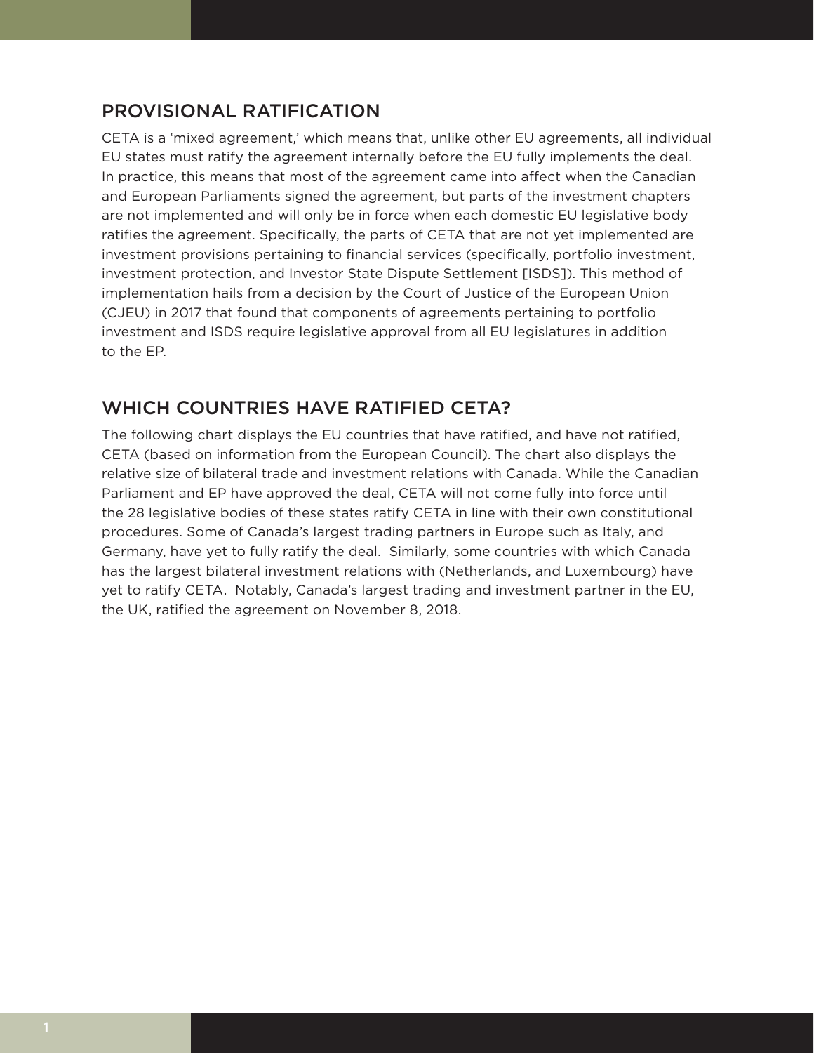## PROVISIONAL RATIFICATION

CETA is a 'mixed agreement,' which means that, unlike other EU agreements, all individual EU states must ratify the agreement internally before the EU fully implements the deal. In practice, this means that most of the agreement came into affect when the Canadian and European Parliaments signed the agreement, but parts of the investment chapters are not implemented and will only be in force when each domestic EU legislative body ratifies the agreement. Specifically, the parts of CETA that are not yet implemented are investment provisions pertaining to financial services (specifically, portfolio investment, investment protection, and Investor State Dispute Settlement [ISDS]). This method of implementation hails from a decision by the Court of Justice of the European Union (CJEU) in 2017 that found that components of agreements pertaining to portfolio investment and ISDS require legislative approval from all EU legislatures in addition to the EP.

## WHICH COUNTRIES HAVE RATIFIED CETA?

The following chart displays the EU countries that have ratified, and have not ratified, CETA (based on information from the European Council). The chart also displays the relative size of bilateral trade and investment relations with Canada. While the Canadian Parliament and EP have approved the deal, CETA will not come fully into force until the 28 legislative bodies of these states ratify CETA in line with their own constitutional procedures. Some of Canada's largest trading partners in Europe such as Italy, and Germany, have yet to fully ratify the deal. Similarly, some countries with which Canada has the largest bilateral investment relations with (Netherlands, and Luxembourg) have yet to ratify CETA. Notably, Canada's largest trading and investment partner in the EU, the UK, ratified the agreement on November 8, 2018.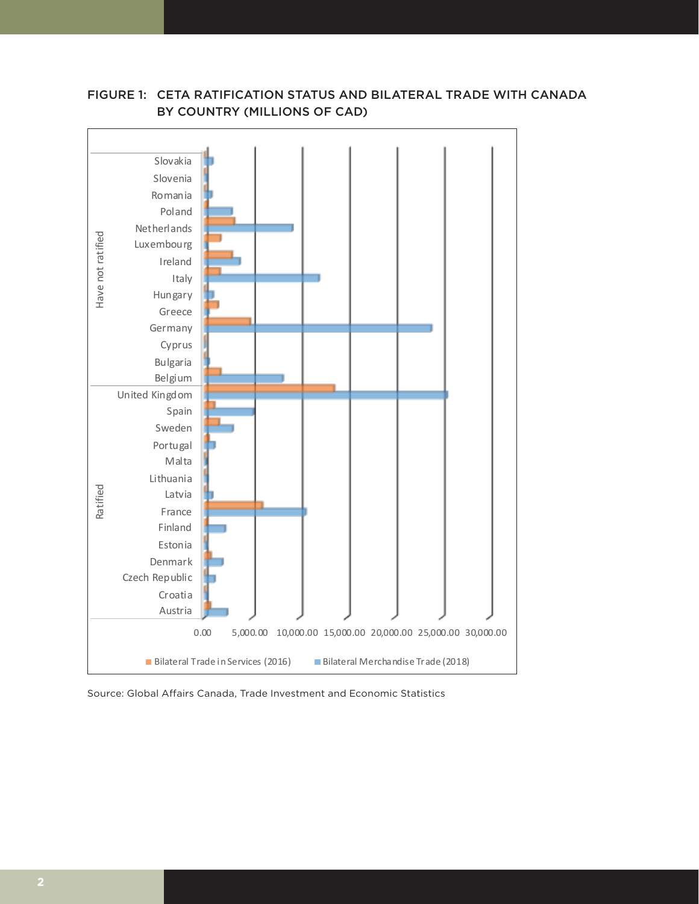FIGURE 1: CETA RATIFICATION STATUS AND BILATERAL TRADE WITH CANADA BY COUNTRY (MILLIONS OF CAD)

Source: Global Affairs Canada, Trade Investment and Economic Statistics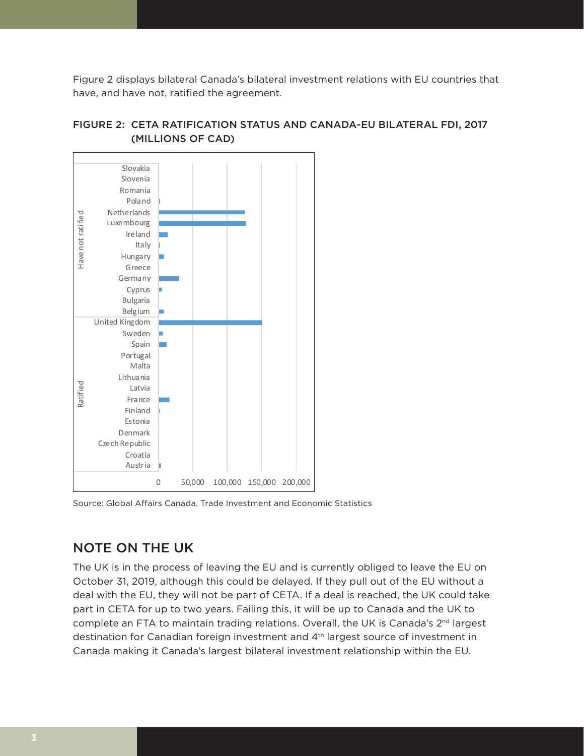Figure 2 displays bilateral Canada's bilateral investment relations with EU countries that have, and have not, ratified the agreement.

FIGURE 2: CETA RATIFICATION STATUS AND CANADA-EU BILATERAL FDI, 2017 (MILLIONS OF CAD)

Source: Global Affairs Canada, Trade Investment and Economic Statistics

## NOTE ON THE UK

The UK is in the process of leaving the EU and is currently obliged to leave the EU on October 31, 2019, although this could be delayed. If they pull out of the EU without a deal with the EU, they will not be part of CETA. If a deal is reached, the UK could take part in CETA for up to two years. Failing this, it will be up to Canada and the UK to complete an FTA to maintain trading relations. Overall, the UK is Canada's 2nd largest destination for Canadian foreign investment and 4th largest source of investment in Canada making it Canada's largest bilateral investment relationship within the EU.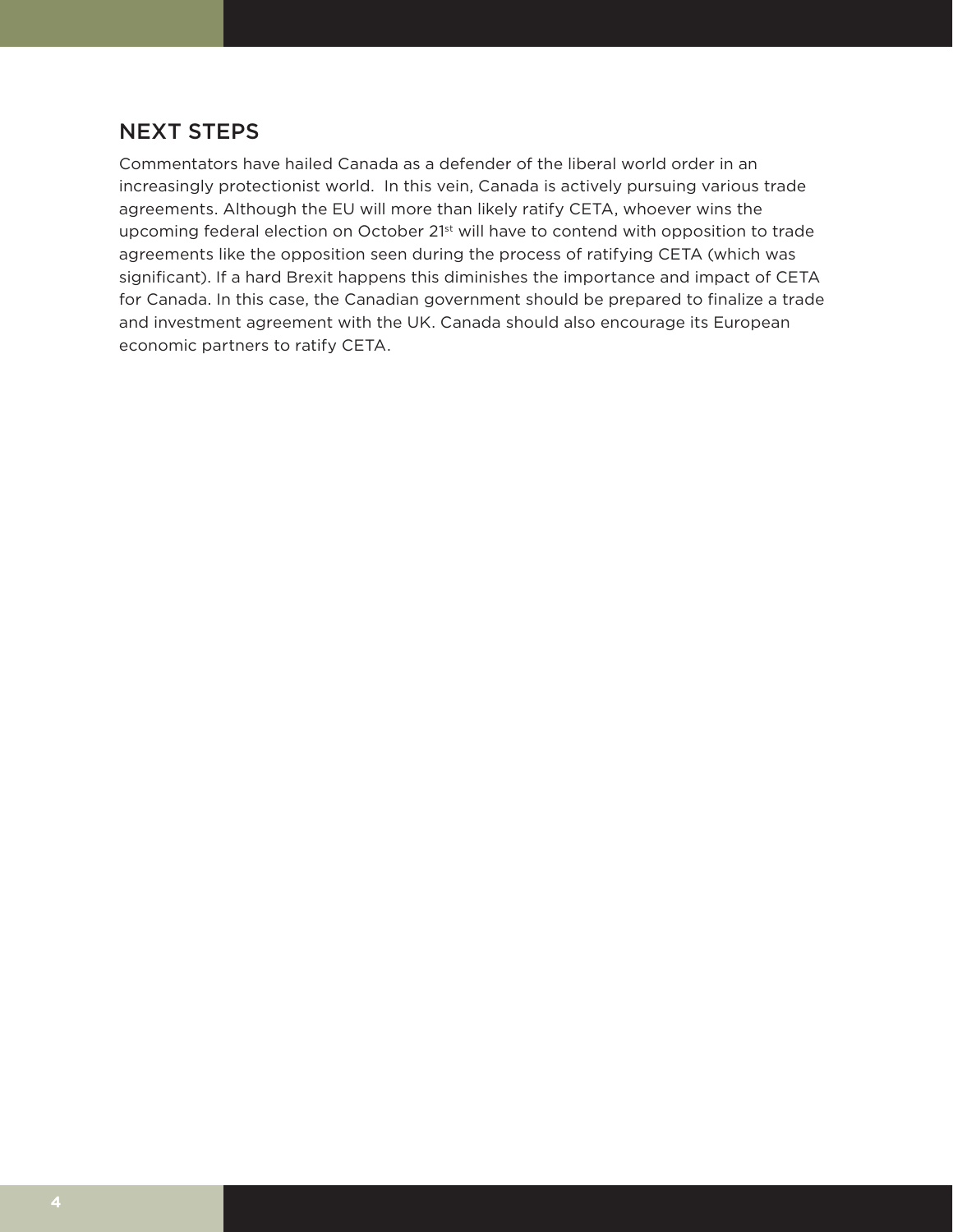## NEXT STEPS

Commentators have hailed Canada as a defender of the liberal world order in an increasingly protectionist world. In this vein, Canada is actively pursuing various trade agreements. Although the EU will more than likely ratify CETA, whoever wins the upcoming federal election on October 21st will have to contend with opposition to trade agreements like the opposition seen during the process of ratifying CETA (which was significant). If a hard Brexit happens this diminishes the importance and impact of CETA for Canada. In this case, the Canadian government should be prepared to finalize a trade and investment agreement with the UK. Canada should also encourage its European economic partners to ratify CETA.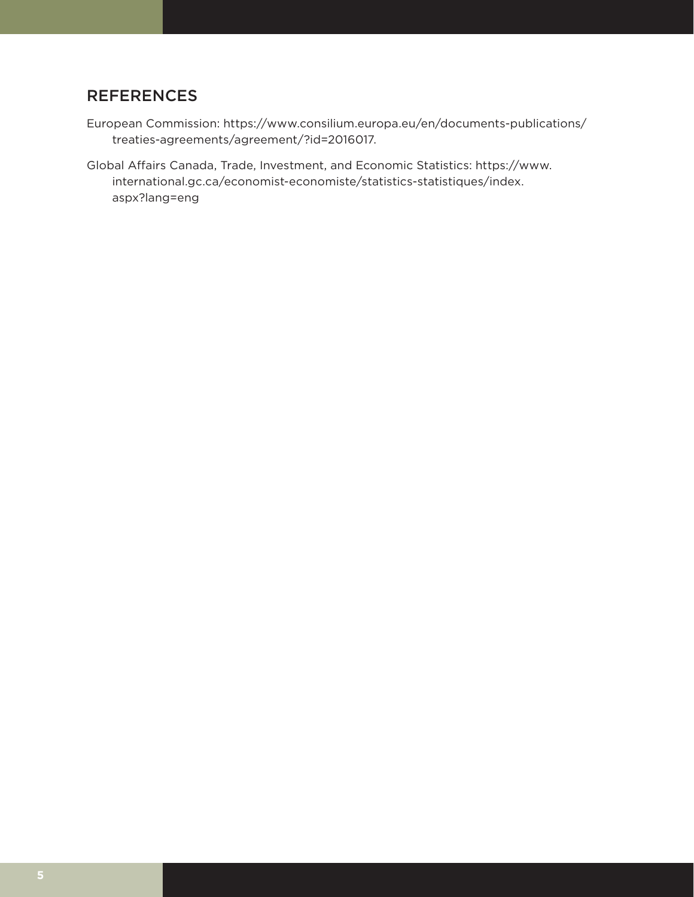## REFERENCES

European Commission: https://www.consilium.europa.eu/en/documents-publications/treaties-agreements/agreement/?id=2016017.

Global Affairs Canada, Trade, Investment, and Economic Statistics: https://www.international.gc.ca/economist-economiste/statistics-statistiques/index.aspx?lang=eng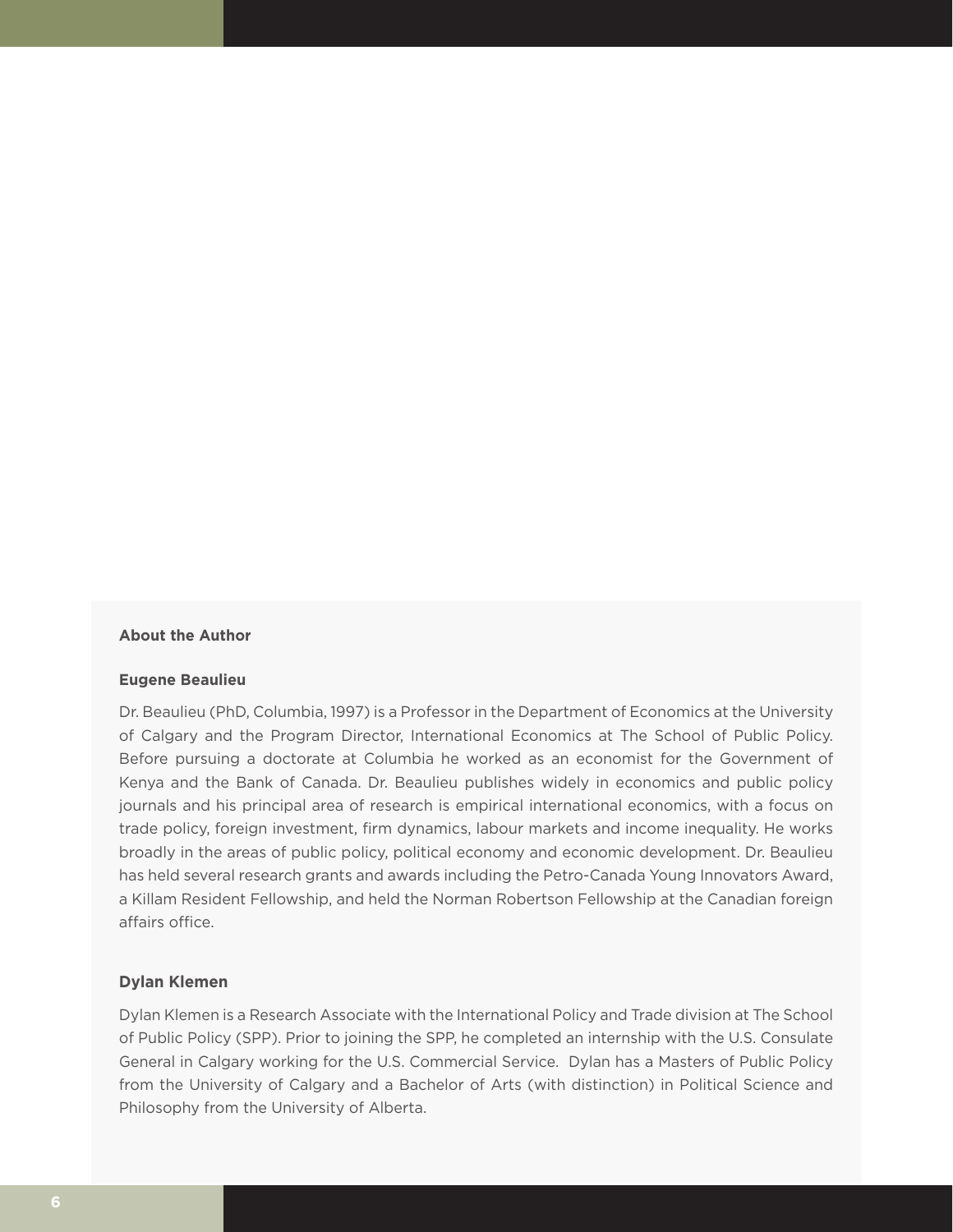## About the Author

### Eugene Beaulieu

Dr. Beaulieu (PhD, Columbia, 1997) is a Professor in the Department of Economics at the University of Calgary and the Program Director, International Economics at The School of Public Policy. Before pursuing a doctorate at Columbia he worked as an economist for the Government of Kenya and the Bank of Canada. Dr. Beaulieu publishes widely in economics and public policy journals and his principal area of research is empirical international economics, with a focus on trade policy, foreign investment, firm dynamics, labour markets and income inequality. He works broadly in the areas of public policy, political economy and economic development. Dr. Beaulieu has held several research grants and awards including the Petro-Canada Young Innovators Award, a Killam Resident Fellowship, and held the Norman Robertson Fellowship at the Canadian foreign affairs office.

### Dylan Klemen

Dylan Klemen is a Research Associate with the International Policy and Trade division at The School of Public Policy (SPP). Prior to joining the SPP, he completed an internship with the U.S. Consulate General in Calgary working for the U.S. Commercial Service. Dylan has a Masters of Public Policy from the University of Calgary and a Bachelor of Arts (with distinction) in Political Science and Philosophy from the University of Alberta.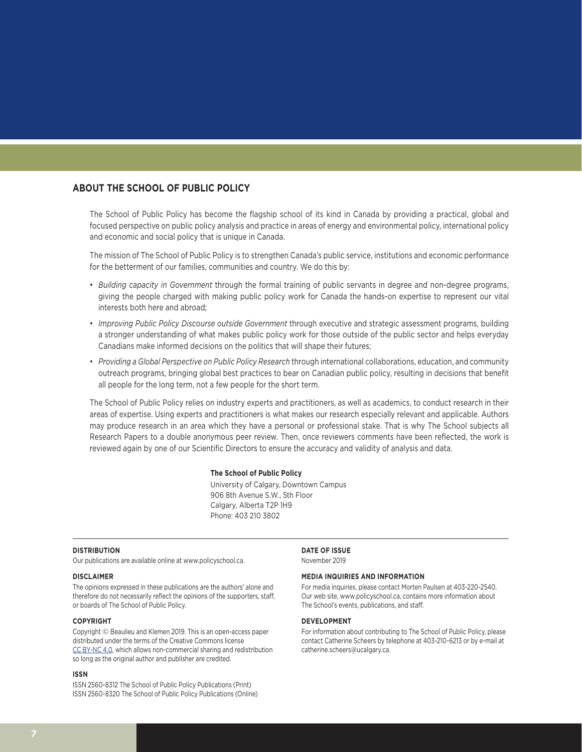## ABOUT THE SCHOOL OF PUBLIC POLICY

The School of Public Policy has become the flagship school of its kind in Canada by providing a practical, global and focused perspective on public policy analysis and practice in areas of energy and environmental policy, international policy and economic and social policy that is unique in Canada.

The mission of The School of Public Policy is to strengthen Canada's public service, institutions and economic performance for the betterment of our families, communities and country. We do this by:

- *Building capacity in Government* through the formal training of public servants in degree and non-degree programs, giving the people charged with making public policy work for Canada the hands-on expertise to represent our vital interests both here and abroad;
- *Improving Public Policy Discourse outside Government* through executive and strategic assessment programs, building a stronger understanding of what makes public policy work for those outside of the public sector and helps everyday Canadians make informed decisions on the politics that will shape their futures;
- *Providing a Global Perspective on Public Policy Research* through international collaborations, education, and community outreach programs, bringing global best practices to bear on Canadian public policy, resulting in decisions that benefit all people for the long term, not a few people for the short term.

The School of Public Policy relies on industry experts and practitioners, as well as academics, to conduct research in their areas of expertise. Using experts and practitioners is what makes our research especially relevant and applicable. Authors may produce research in an area which they have a personal or professional stake. That is why The School subjects all Research Papers to a double anonymous peer review. Then, once reviewers comments have been reflected, the work is reviewed again by one of our Scientific Directors to ensure the accuracy and validity of analysis and data.

**The School of Public Policy**
University of Calgary, Downtown Campus
906 8th Avenue S.W., 5th Floor
Calgary, Alberta T2P 1H9
Phone: 403 210 3802

**DISTRIBUTION**

Our publications are available online at www.policyschool.ca.

**DISCLAIMER**

The opinions expressed in these publications are the authors' alone and therefore do not necessarily reflect the opinions of the supporters, staff, or boards of The School of Public Policy.

**COPYRIGHT**

Copyright © Beaulieu and Klemen 2019. This is an open-access paper distributed under the terms of the Creative Commons license CC BY-NC 4.0, which allows non-commercial sharing and redistribution so long as the original author and publisher are credited.

**ISSN**

ISSN 2560-8312 The School of Public Policy Publications (Print)
ISSN 2560-8320 The School of Public Policy Publications (Online)

**DATE OF ISSUE**

November 2019

**MEDIA INQUIRIES AND INFORMATION**

For media inquiries, please contact Morten Paulsen at 403-220-2540. Our web site, www.policyschool.ca, contains more information about The School's events, publications, and staff.

**DEVELOPMENT**

For information about contributing to The School of Public Policy, please contact Catherine Scheers by telephone at 403-210-6213 or by e-mail at catherine.scheers@ucalgary.ca.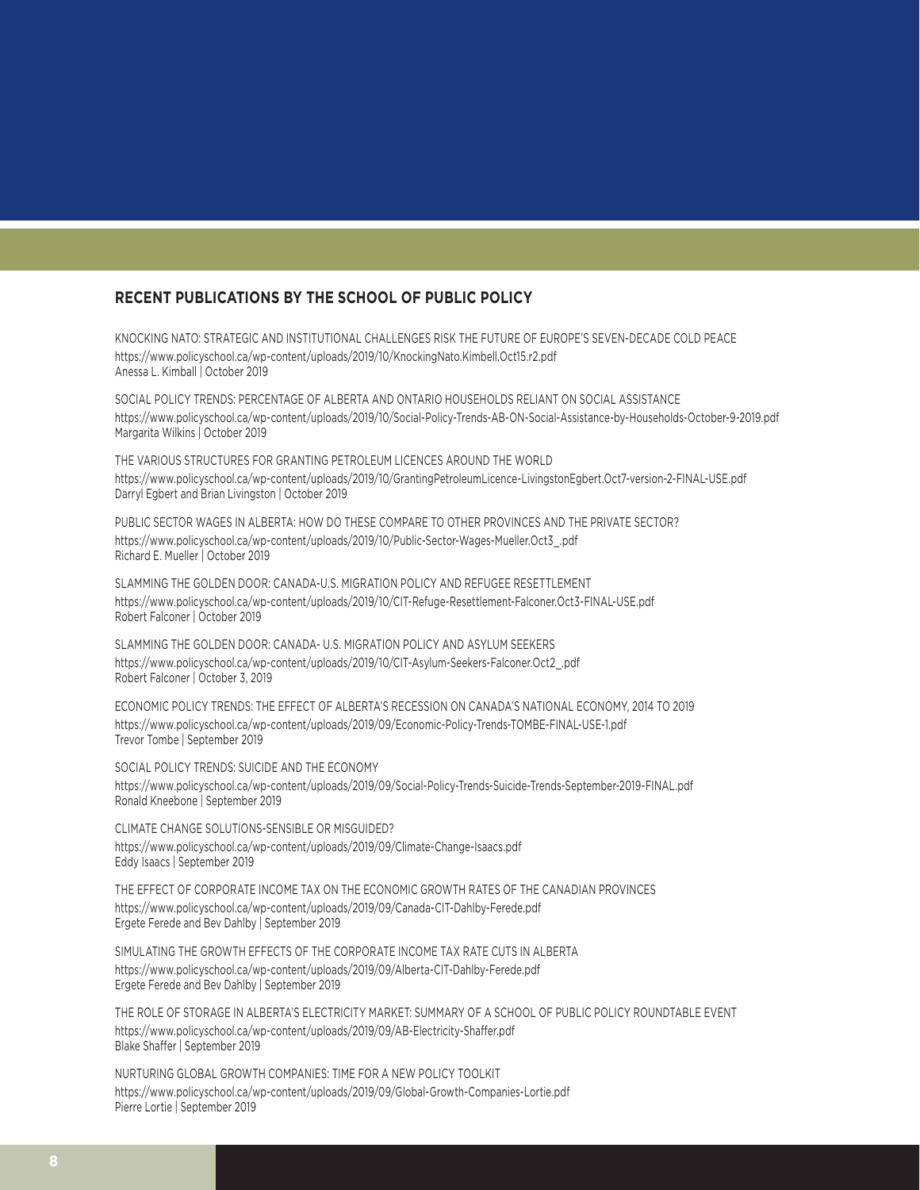## RECENT PUBLICATIONS BY THE SCHOOL OF PUBLIC POLICY

KNOCKING NATO: STRATEGIC AND INSTITUTIONAL CHALLENGES RISK THE FUTURE OF EUROPE'S SEVEN-DECADE COLD PEACE
https://www.policyschool.ca/wp-content/uploads/2019/10/KnockingNato.Kimbell.Oct15.r2.pdf
Anessa L. Kimball | October 2019

SOCIAL POLICY TRENDS: PERCENTAGE OF ALBERTA AND ONTARIO HOUSEHOLDS RELIANT ON SOCIAL ASSISTANCE
https://www.policyschool.ca/wp-content/uploads/2019/10/Social-Policy-Trends-AB-ON-Social-Assistance-by-Households-October-9-2019.pdf
Margarita Wilkins | October 2019

THE VARIOUS STRUCTURES FOR GRANTING PETROLEUM LICENCES AROUND THE WORLD
https://www.policyschool.ca/wp-content/uploads/2019/10/GrantingPetroleumLicence-LivingstonEgbert.Oct7-version-2-FINAL-USE.pdf
Darryl Egbert and Brian Livingston | October 2019

PUBLIC SECTOR WAGES IN ALBERTA: HOW DO THESE COMPARE TO OTHER PROVINCES AND THE PRIVATE SECTOR?
https://www.policyschool.ca/wp-content/uploads/2019/10/Public-Sector-Wages-Mueller.Oct3_.pdf
Richard E. Mueller | October 2019

SLAMMING THE GOLDEN DOOR: CANADA-U.S. MIGRATION POLICY AND REFUGEE RESETTLEMENT
https://www.policyschool.ca/wp-content/uploads/2019/10/CIT-Refuge-Resettlement-Falconer.Oct3-FINAL-USE.pdf
Robert Falconer | October 2019

SLAMMING THE GOLDEN DOOR: CANADA- U.S. MIGRATION POLICY AND ASYLUM SEEKERS
https://www.policyschool.ca/wp-content/uploads/2019/10/CIT-Asylum-Seekers-Falconer.Oct2_.pdf
Robert Falconer | October 3, 2019

ECONOMIC POLICY TRENDS: THE EFFECT OF ALBERTA'S RECESSION ON CANADA'S NATIONAL ECONOMY, 2014 TO 2019
https://www.policyschool.ca/wp-content/uploads/2019/09/Economic-Policy-Trends-TOMBE-FINAL-USE-1.pdf
Trevor Tombe | September 2019

SOCIAL POLICY TRENDS: SUICIDE AND THE ECONOMY
https://www.policyschool.ca/wp-content/uploads/2019/09/Social-Policy-Trends-Suicide-Trends-September-2019-FINAL.pdf
Ronald Kneebone | September 2019

CLIMATE CHANGE SOLUTIONS-SENSIBLE OR MISGUIDED?
https://www.policyschool.ca/wp-content/uploads/2019/09/Climate-Change-Isaacs.pdf
Eddy Isaacs | September 2019

THE EFFECT OF CORPORATE INCOME TAX ON THE ECONOMIC GROWTH RATES OF THE CANADIAN PROVINCES
https://www.policyschool.ca/wp-content/uploads/2019/09/Canada-CIT-Dahlby-Ferede.pdf
Ergete Ferede and Bev Dahlby | September 2019

SIMULATING THE GROWTH EFFECTS OF THE CORPORATE INCOME TAX RATE CUTS IN ALBERTA
https://www.policyschool.ca/wp-content/uploads/2019/09/Alberta-CIT-Dahlby-Ferede.pdf
Ergete Ferede and Bev Dahlby | September 2019

THE ROLE OF STORAGE IN ALBERTA'S ELECTRICITY MARKET: SUMMARY OF A SCHOOL OF PUBLIC POLICY ROUNDTABLE EVENT
https://www.policyschool.ca/wp-content/uploads/2019/09/AB-Electricity-Shaffer.pdf
Blake Shaffer | September 2019

NURTURING GLOBAL GROWTH COMPANIES: TIME FOR A NEW POLICY TOOLKIT
https://www.policyschool.ca/wp-content/uploads/2019/09/Global-Growth-Companies-Lortie.pdf
Pierre Lortie | September 2019